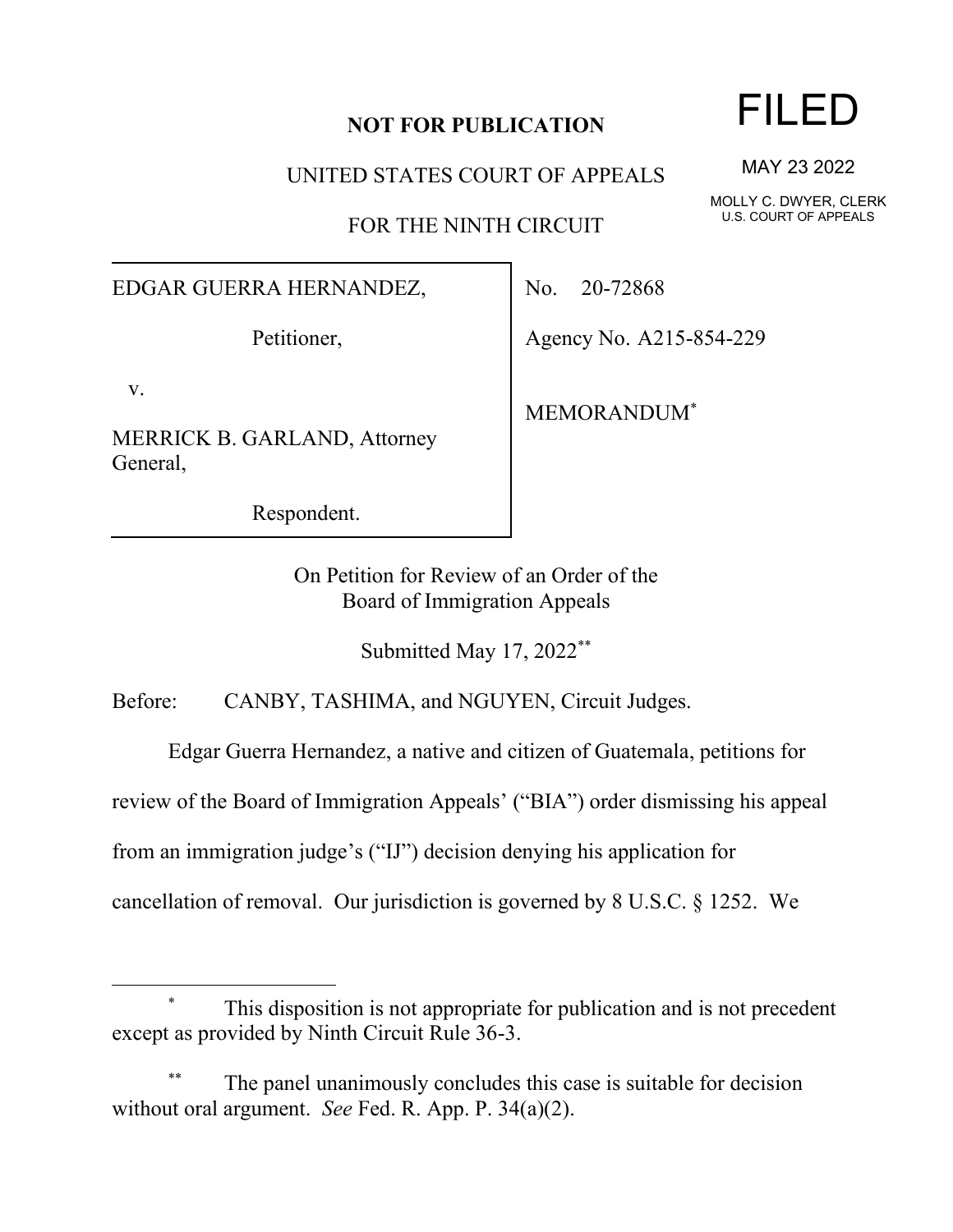**NOT FOR PUBLICATION**

UNITED STATES COURT OF APPEALS

FOR THE NINTH CIRCUIT

FILED

MAY 23 2022

MOLLY C. DWYER, CLERK
U.S. COURT OF APPEALS

EDGAR GUERRA HERNANDEZ,

Petitioner,

v.

MERRICK B. GARLAND, Attorney General,

Respondent.

No. 20-72868

Agency No. A215-854-229

MEMORANDUM[*]

On Petition for Review of an Order of the
Board of Immigration Appeals

Submitted May 17, 2022[**]

Before: CANBY, TASHIMA, and NGUYEN, Circuit Judges.

Edgar Guerra Hernandez, a native and citizen of Guatemala, petitions for review of the Board of Immigration Appeals' ("BIA") order dismissing his appeal from an immigration judge's ("IJ") decision denying his application for cancellation of removal. Our jurisdiction is governed by 8 U.S.C. § 1252. We

---

[*] This disposition is not appropriate for publication and is not precedent except as provided by Ninth Circuit Rule 36-3.

[**] The panel unanimously concludes this case is suitable for decision without oral argument. *See* Fed. R. App. P. 34(a)(2).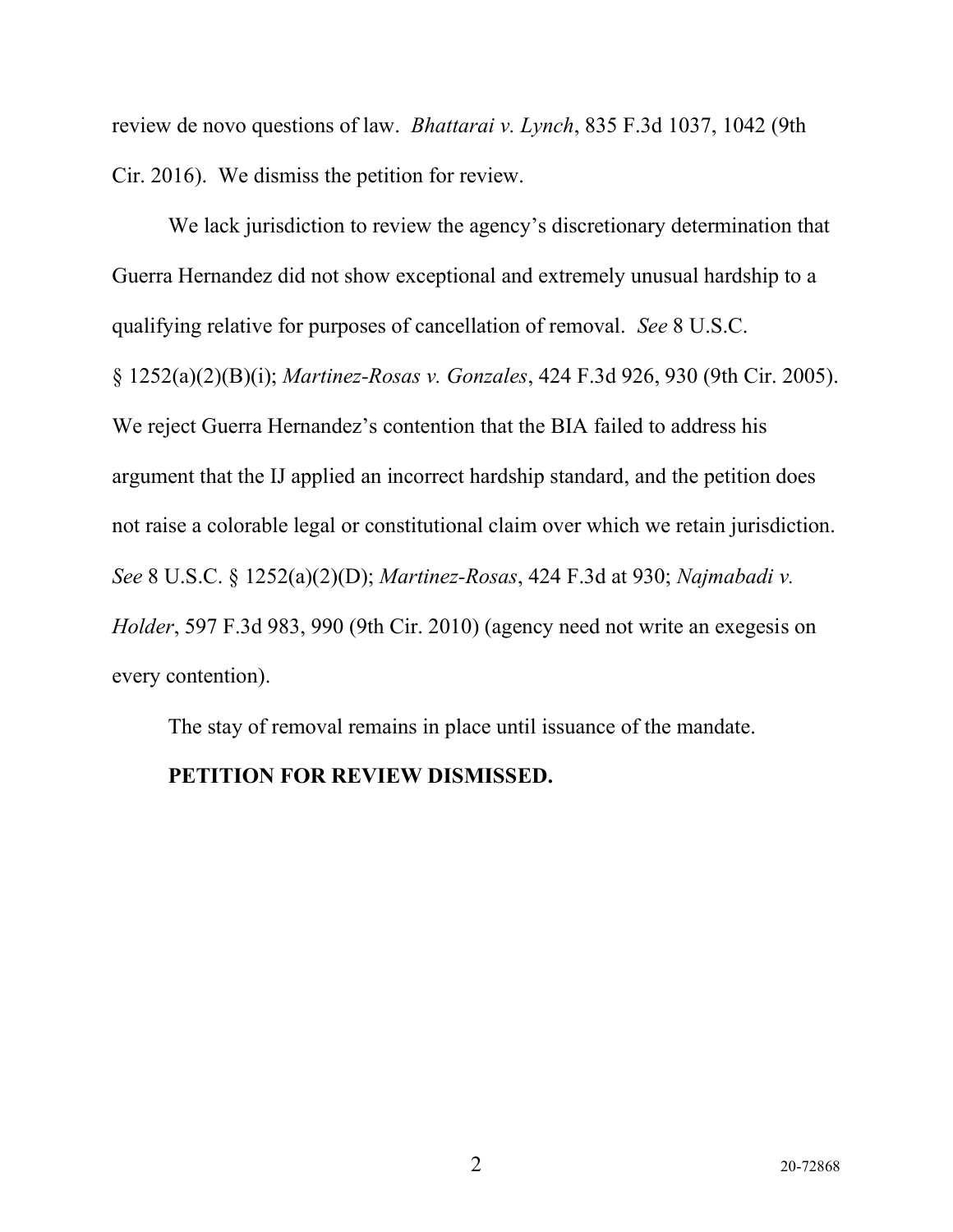review de novo questions of law. *Bhattarai v. Lynch*, 835 F.3d 1037, 1042 (9th Cir. 2016). We dismiss the petition for review.

We lack jurisdiction to review the agency's discretionary determination that Guerra Hernandez did not show exceptional and extremely unusual hardship to a qualifying relative for purposes of cancellation of removal. *See* 8 U.S.C. § 1252(a)(2)(B)(i); *Martinez-Rosas v. Gonzales*, 424 F.3d 926, 930 (9th Cir. 2005). We reject Guerra Hernandez's contention that the BIA failed to address his argument that the IJ applied an incorrect hardship standard, and the petition does not raise a colorable legal or constitutional claim over which we retain jurisdiction. *See* 8 U.S.C. § 1252(a)(2)(D); *Martinez-Rosas*, 424 F.3d at 930; *Najmabadi v. Holder*, 597 F.3d 983, 990 (9th Cir. 2010) (agency need not write an exegesis on every contention).

The stay of removal remains in place until issuance of the mandate.

**PETITION FOR REVIEW DISMISSED.**